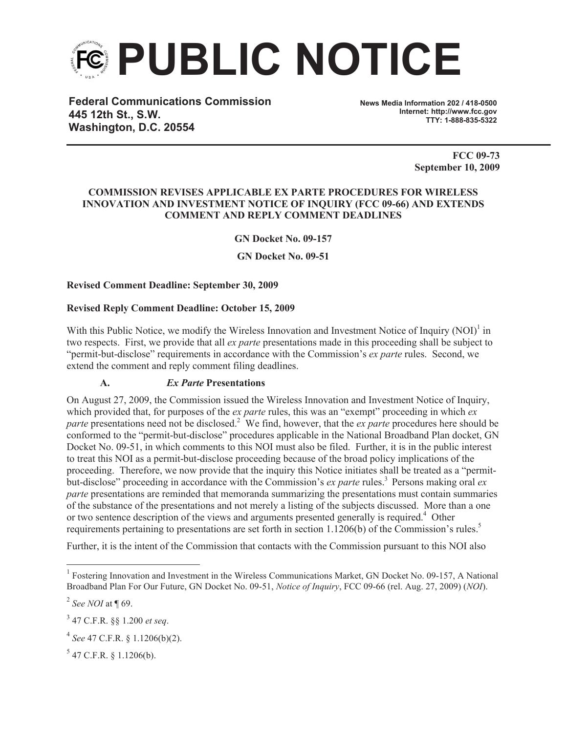# PUBLIC NOTICE

**Federal Communications Commission**
**445 12th St., S.W.**
**Washington, D.C. 20554**

**News Media Information 202 / 418-0500**
**Internet: http://www.fcc.gov**
**TTY: 1-888-835-5322**

**FCC 09-73**
**September 10, 2009**

**COMMISSION REVISES APPLICABLE EX PARTE PROCEDURES FOR WIRELESS INNOVATION AND INVESTMENT NOTICE OF INQUIRY (FCC 09-66) AND EXTENDS COMMENT AND REPLY COMMENT DEADLINES**

**GN Docket No. 09-157**

**GN Docket No. 09-51**

**Revised Comment Deadline: September 30, 2009**

**Revised Reply Comment Deadline: October 15, 2009**

With this Public Notice, we modify the Wireless Innovation and Investment Notice of Inquiry (NOI)[1] in two respects. First, we provide that all *ex parte* presentations made in this proceeding shall be subject to "permit-but-disclose" requirements in accordance with the Commission's *ex parte* rules. Second, we extend the comment and reply comment filing deadlines.

**A. *Ex Parte* Presentations**

On August 27, 2009, the Commission issued the Wireless Innovation and Investment Notice of Inquiry, which provided that, for purposes of the *ex parte* rules, this was an "exempt" proceeding in which *ex parte* presentations need not be disclosed.[2] We find, however, that the *ex parte* procedures here should be conformed to the "permit-but-disclose" procedures applicable in the National Broadband Plan docket, GN Docket No. 09-51, in which comments to this NOI must also be filed. Further, it is in the public interest to treat this NOI as a permit-but-disclose proceeding because of the broad policy implications of the proceeding. Therefore, we now provide that the inquiry this Notice initiates shall be treated as a "permit-but-disclose" proceeding in accordance with the Commission's *ex parte* rules.[3] Persons making oral *ex parte* presentations are reminded that memoranda summarizing the presentations must contain summaries of the substance of the presentations and not merely a listing of the subjects discussed. More than a one or two sentence description of the views and arguments presented generally is required.[4] Other requirements pertaining to presentations are set forth in section 1.1206(b) of the Commission's rules.[5]

Further, it is the intent of the Commission that contacts with the Commission pursuant to this NOI also

---

[1] Fostering Innovation and Investment in the Wireless Communications Market, GN Docket No. 09-157, A National Broadband Plan For Our Future, GN Docket No. 09-51, *Notice of Inquiry*, FCC 09-66 (rel. Aug. 27, 2009) (*NOI*).

[2] *See NOI* at ¶ 69.

[3] 47 C.F.R. §§ 1.200 *et seq*.

[4] *See* 47 C.F.R. § 1.1206(b)(2).

[5] 47 C.F.R. § 1.1206(b).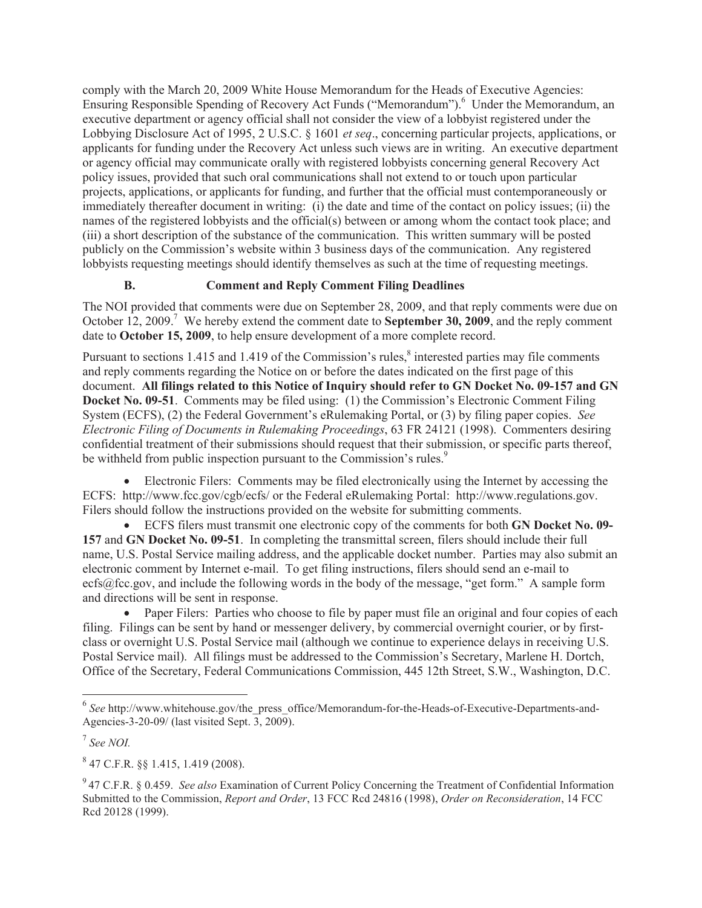comply with the March 20, 2009 White House Memorandum for the Heads of Executive Agencies: Ensuring Responsible Spending of Recovery Act Funds ("Memorandum").[6] Under the Memorandum, an executive department or agency official shall not consider the view of a lobbyist registered under the Lobbying Disclosure Act of 1995, 2 U.S.C. § 1601 *et seq*., concerning particular projects, applications, or applicants for funding under the Recovery Act unless such views are in writing. An executive department or agency official may communicate orally with registered lobbyists concerning general Recovery Act policy issues, provided that such oral communications shall not extend to or touch upon particular projects, applications, or applicants for funding, and further that the official must contemporaneously or immediately thereafter document in writing: (i) the date and time of the contact on policy issues; (ii) the names of the registered lobbyists and the official(s) between or among whom the contact took place; and (iii) a short description of the substance of the communication. This written summary will be posted publicly on the Commission's website within 3 business days of the communication. Any registered lobbyists requesting meetings should identify themselves as such at the time of requesting meetings.

### B. Comment and Reply Comment Filing Deadlines

The NOI provided that comments were due on September 28, 2009, and that reply comments were due on October 12, 2009.[7] We hereby extend the comment date to **September 30, 2009**, and the reply comment date to **October 15, 2009**, to help ensure development of a more complete record.

Pursuant to sections 1.415 and 1.419 of the Commission's rules,[8] interested parties may file comments and reply comments regarding the Notice on or before the dates indicated on the first page of this document. **All filings related to this Notice of Inquiry should refer to GN Docket No. 09-157 and GN Docket No. 09-51**. Comments may be filed using: (1) the Commission's Electronic Comment Filing System (ECFS), (2) the Federal Government's eRulemaking Portal, or (3) by filing paper copies. *See Electronic Filing of Documents in Rulemaking Proceedings*, 63 FR 24121 (1998). Commenters desiring confidential treatment of their submissions should request that their submission, or specific parts thereof, be withheld from public inspection pursuant to the Commission's rules.[9]

- Electronic Filers: Comments may be filed electronically using the Internet by accessing the ECFS: http://www.fcc.gov/cgb/ecfs/ or the Federal eRulemaking Portal: http://www.regulations.gov. Filers should follow the instructions provided on the website for submitting comments.
- ECFS filers must transmit one electronic copy of the comments for both **GN Docket No. 09-157** and **GN Docket No. 09-51**. In completing the transmittal screen, filers should include their full name, U.S. Postal Service mailing address, and the applicable docket number. Parties may also submit an electronic comment by Internet e-mail. To get filing instructions, filers should send an e-mail to ecfs@fcc.gov, and include the following words in the body of the message, "get form." A sample form and directions will be sent in response.
- Paper Filers: Parties who choose to file by paper must file an original and four copies of each filing. Filings can be sent by hand or messenger delivery, by commercial overnight courier, or by first-class or overnight U.S. Postal Service mail (although we continue to experience delays in receiving U.S. Postal Service mail). All filings must be addressed to the Commission's Secretary, Marlene H. Dortch, Office of the Secretary, Federal Communications Commission, 445 12th Street, S.W., Washington, D.C.

---

[6] *See* http://www.whitehouse.gov/the_press_office/Memorandum-for-the-Heads-of-Executive-Departments-and-Agencies-3-20-09/ (last visited Sept. 3, 2009).

[7] *See NOI.*

[8] 47 C.F.R. §§ 1.415, 1.419 (2008).

[9] 47 C.F.R. § 0.459. *See also* Examination of Current Policy Concerning the Treatment of Confidential Information Submitted to the Commission, *Report and Order*, 13 FCC Rcd 24816 (1998), *Order on Reconsideration*, 14 FCC Rcd 20128 (1999).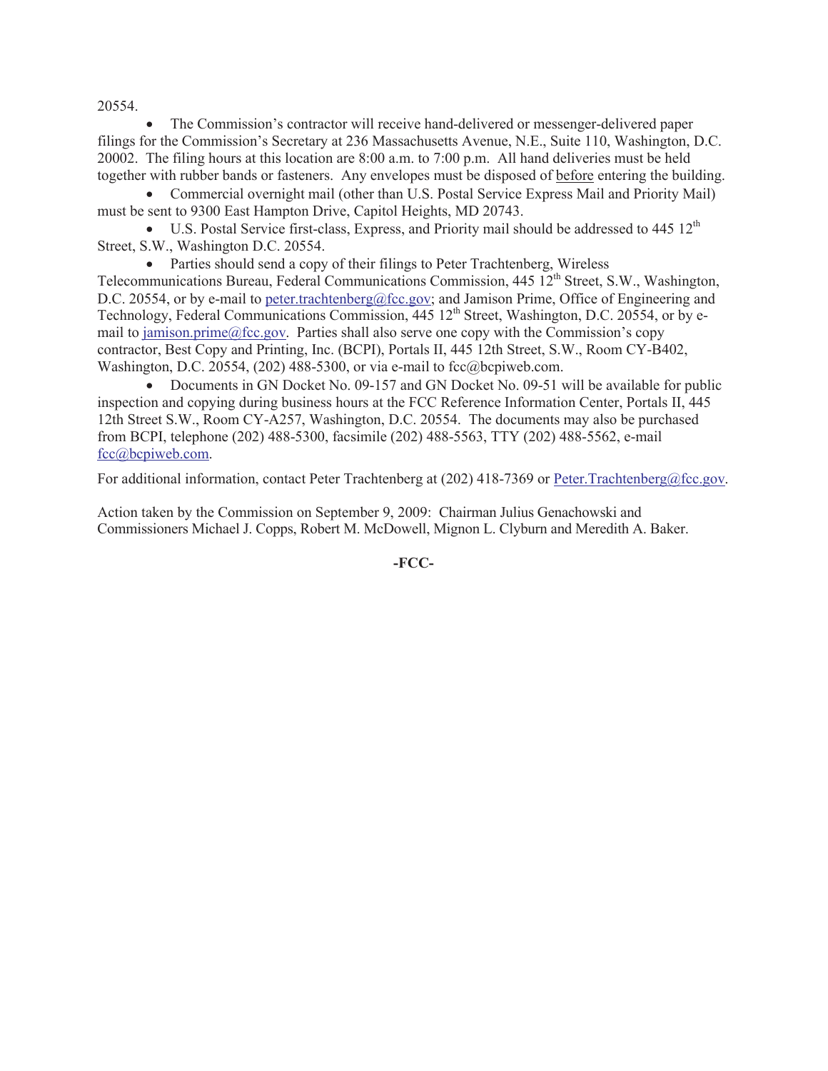20554.

- The Commission's contractor will receive hand-delivered or messenger-delivered paper filings for the Commission's Secretary at 236 Massachusetts Avenue, N.E., Suite 110, Washington, D.C. 20002. The filing hours at this location are 8:00 a.m. to 7:00 p.m. All hand deliveries must be held together with rubber bands or fasteners. Any envelopes must be disposed of before entering the building.
- Commercial overnight mail (other than U.S. Postal Service Express Mail and Priority Mail) must be sent to 9300 East Hampton Drive, Capitol Heights, MD 20743.
- U.S. Postal Service first-class, Express, and Priority mail should be addressed to 445 12th Street, S.W., Washington D.C. 20554.
- Parties should send a copy of their filings to Peter Trachtenberg, Wireless Telecommunications Bureau, Federal Communications Commission, 445 12th Street, S.W., Washington, D.C. 20554, or by e-mail to peter.trachtenberg@fcc.gov; and Jamison Prime, Office of Engineering and Technology, Federal Communications Commission, 445 12th Street, Washington, D.C. 20554, or by e-mail to jamison.prime@fcc.gov. Parties shall also serve one copy with the Commission's copy contractor, Best Copy and Printing, Inc. (BCPI), Portals II, 445 12th Street, S.W., Room CY-B402, Washington, D.C. 20554, (202) 488-5300, or via e-mail to fcc@bcpiweb.com.
- Documents in GN Docket No. 09-157 and GN Docket No. 09-51 will be available for public inspection and copying during business hours at the FCC Reference Information Center, Portals II, 445 12th Street S.W., Room CY-A257, Washington, D.C. 20554. The documents may also be purchased from BCPI, telephone (202) 488-5300, facsimile (202) 488-5563, TTY (202) 488-5562, e-mail fcc@bcpiweb.com.

For additional information, contact Peter Trachtenberg at (202) 418-7369 or Peter.Trachtenberg@fcc.gov.

Action taken by the Commission on September 9, 2009: Chairman Julius Genachowski and Commissioners Michael J. Copps, Robert M. McDowell, Mignon L. Clyburn and Meredith A. Baker.

**-FCC-**